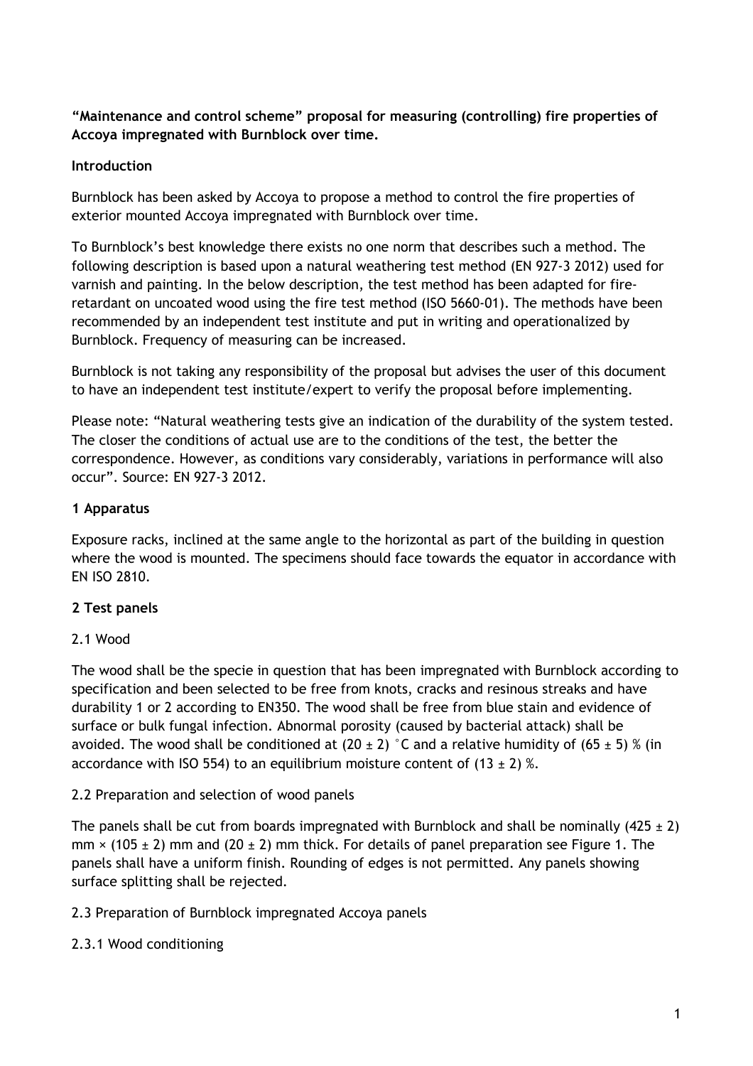**“Maintenance and control scheme” proposal for measuring (controlling) fire properties of Accoya impregnated with Burnblock over time.**

**Introduction**

Burnblock has been asked by Accoya to propose a method to control the fire properties of exterior mounted Accoya impregnated with Burnblock over time.

To Burnblock’s best knowledge there exists no one norm that describes such a method. The following description is based upon a natural weathering test method (EN 927-3 2012) used for varnish and painting. In the below description, the test method has been adapted for fire-retardant on uncoated wood using the fire test method (ISO 5660-01). The methods have been recommended by an independent test institute and put in writing and operationalized by Burnblock. Frequency of measuring can be increased.

Burnblock is not taking any responsibility of the proposal but advises the user of this document to have an independent test institute/expert to verify the proposal before implementing.

Please note: “Natural weathering tests give an indication of the durability of the system tested. The closer the conditions of actual use are to the conditions of the test, the better the correspondence. However, as conditions vary considerably, variations in performance will also occur”. Source: EN 927-3 2012.

**1 Apparatus**

Exposure racks, inclined at the same angle to the horizontal as part of the building in question where the wood is mounted. The specimens should face towards the equator in accordance with EN ISO 2810.

**2 Test panels**

2.1 Wood

The wood shall be the specie in question that has been impregnated with Burnblock according to specification and been selected to be free from knots, cracks and resinous streaks and have durability 1 or 2 according to EN350. The wood shall be free from blue stain and evidence of surface or bulk fungal infection. Abnormal porosity (caused by bacterial attack) shall be avoided. The wood shall be conditioned at $(20 \pm 2)$ °C and a relative humidity of $(65 \pm 5)$ % (in accordance with ISO 554) to an equilibrium moisture content of $(13 \pm 2)$ %.

2.2 Preparation and selection of wood panels

The panels shall be cut from boards impregnated with Burnblock and shall be nominally $(425 \pm 2)$ mm × $(105 \pm 2)$ mm and $(20 \pm 2)$ mm thick. For details of panel preparation see Figure 1. The panels shall have a uniform finish. Rounding of edges is not permitted. Any panels showing surface splitting shall be rejected.

2.3 Preparation of Burnblock impregnated Accoya panels

2.3.1 Wood conditioning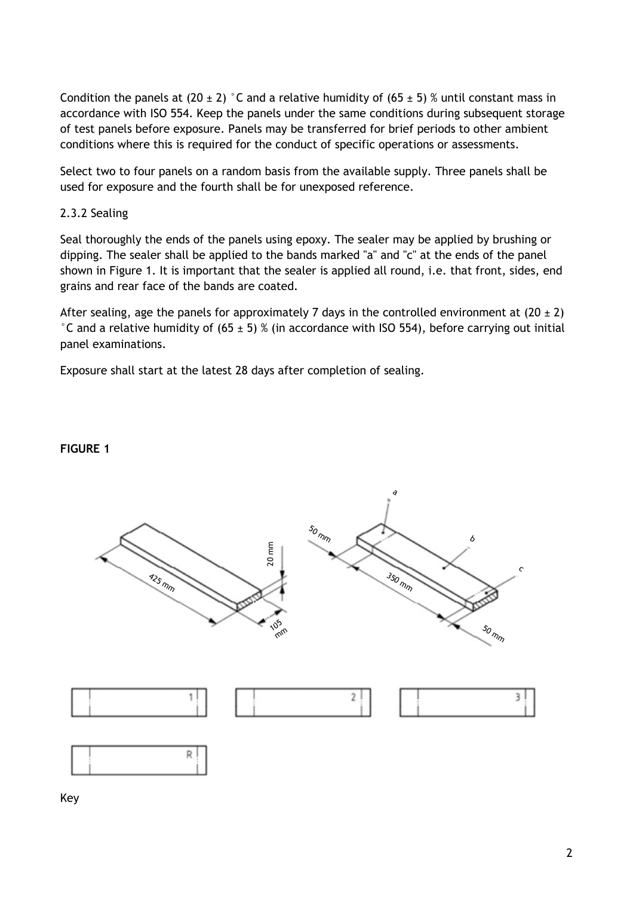Condition the panels at (20 ± 2) °C and a relative humidity of (65 ± 5) % until constant mass in accordance with ISO 554. Keep the panels under the same conditions during subsequent storage of test panels before exposure. Panels may be transferred for brief periods to other ambient conditions where this is required for the conduct of specific operations or assessments.

Select two to four panels on a random basis from the available supply. Three panels shall be used for exposure and the fourth shall be for unexposed reference.

2.3.2 Sealing

Seal thoroughly the ends of the panels using epoxy. The sealer may be applied by brushing or dipping. The sealer shall be applied to the bands marked "a" and "c" at the ends of the panel shown in Figure 1. It is important that the sealer is applied all round, i.e. that front, sides, end grains and rear face of the bands are coated.

After sealing, age the panels for approximately 7 days in the controlled environment at (20 ± 2) °C and a relative humidity of (65 ± 5) % (in accordance with ISO 554), before carrying out initial panel examinations.

Exposure shall start at the latest 28 days after completion of sealing.

**FIGURE 1**

425 mm, 20 mm, 105 mm, 50 mm, 350 mm, 50 mm, a, b, c

1, 2, 3, R

Key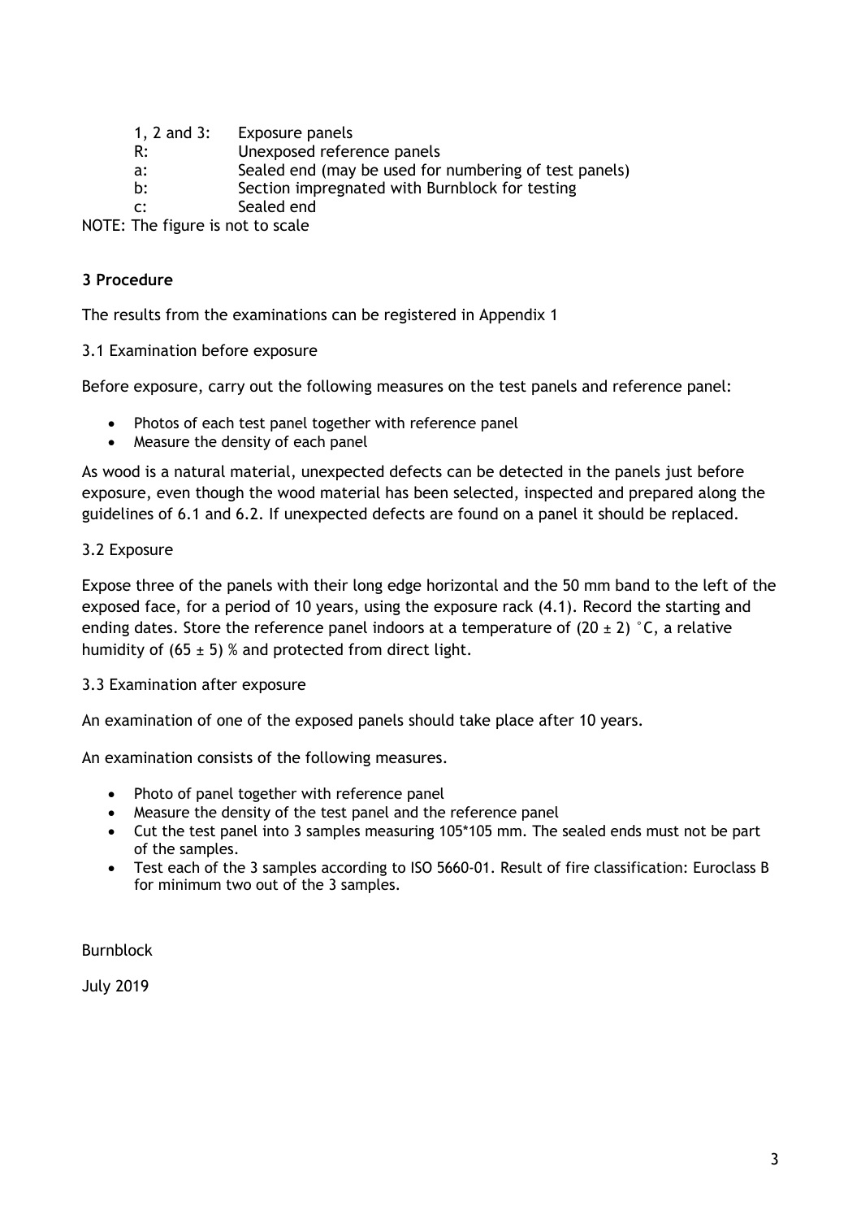1, 2 and 3: Exposure panels
R: Unexposed reference panels
a: Sealed end (may be used for numbering of test panels)
b: Section impregnated with Burnblock for testing
c: Sealed end

NOTE: The figure is not to scale

## 3 Procedure

The results from the examinations can be registered in Appendix 1

### 3.1 Examination before exposure

Before exposure, carry out the following measures on the test panels and reference panel:

- Photos of each test panel together with reference panel
- Measure the density of each panel

As wood is a natural material, unexpected defects can be detected in the panels just before exposure, even though the wood material has been selected, inspected and prepared along the guidelines of 6.1 and 6.2. If unexpected defects are found on a panel it should be replaced.

### 3.2 Exposure

Expose three of the panels with their long edge horizontal and the 50 mm band to the left of the exposed face, for a period of 10 years, using the exposure rack (4.1). Record the starting and ending dates. Store the reference panel indoors at a temperature of (20 ± 2) °C, a relative humidity of (65 ± 5) % and protected from direct light.

### 3.3 Examination after exposure

An examination of one of the exposed panels should take place after 10 years.

An examination consists of the following measures.

- Photo of panel together with reference panel
- Measure the density of the test panel and the reference panel
- Cut the test panel into 3 samples measuring 105*105 mm. The sealed ends must not be part of the samples.
- Test each of the 3 samples according to ISO 5660-01. Result of fire classification: Euroclass B for minimum two out of the 3 samples.

Burnblock

July 2019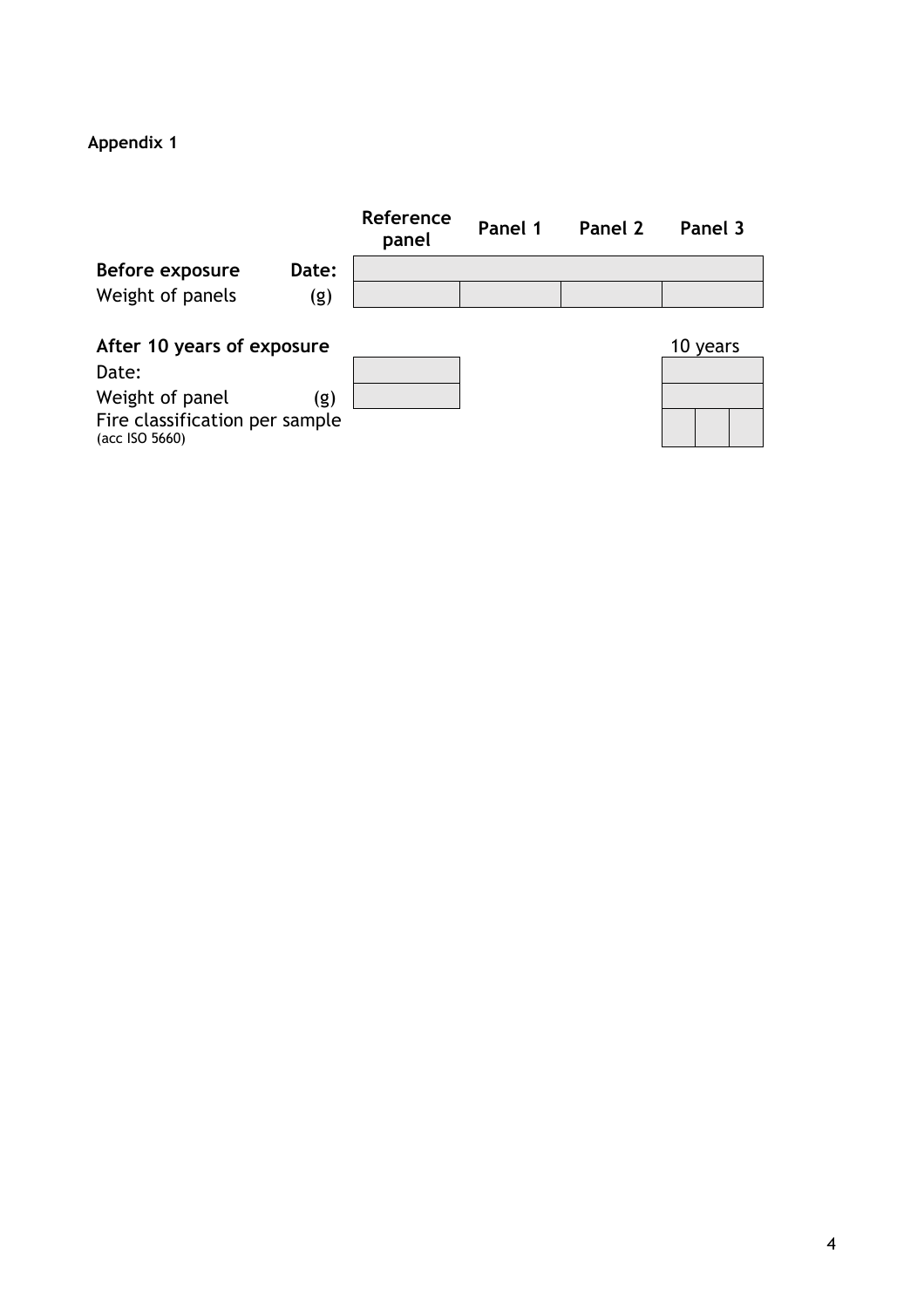**Appendix 1**

| | | Reference panel | Panel 1 | Panel 2 | Panel 3 |
|---|---|---|---|---|---|
| **Before exposure** | **Date:** | | | | |
| Weight of panels | (g) | | | | |
| **After 10 years of exposure** | | | | | 10 years |
| Date: | | | | | |
| Weight of panel | (g) | | | | |
| Fire classification per sample (acc ISO 5660) | | | | | |